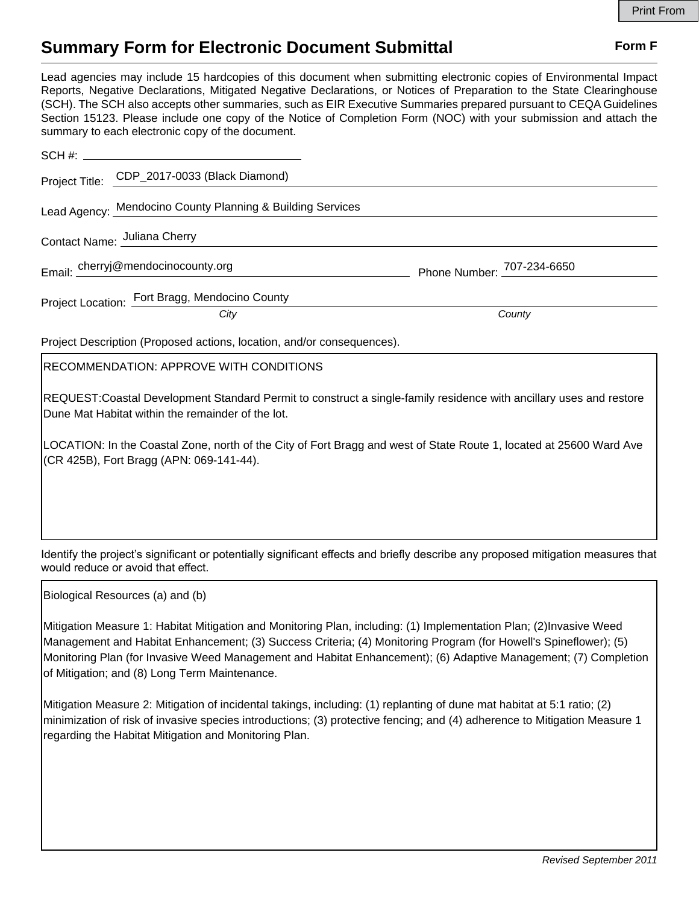# Summary Form for Electronic Document Submittal

**Form F**

Lead agencies may include 15 hardcopies of this document when submitting electronic copies of Environmental Impact Reports, Negative Declarations, Mitigated Negative Declarations, or Notices of Preparation to the State Clearinghouse (SCH). The SCH also accepts other summaries, such as EIR Executive Summaries prepared pursuant to CEQA Guidelines Section 15123. Please include one copy of the Notice of Completion Form (NOC) with your submission and attach the summary to each electronic copy of the document.

SCH #: 

Project Title: CDP_2017-0033 (Black Diamond)

Lead Agency: Mendocino County Planning & Building Services

Contact Name: Juliana Cherry

Email: cherryj@mendocinocounty.org Phone Number: 707-234-6650

Project Location: Fort Bragg, Mendocino County

*City* *County*

Project Description (Proposed actions, location, and/or consequences).

RECOMMENDATION: APPROVE WITH CONDITIONS

REQUEST:Coastal Development Standard Permit to construct a single-family residence with ancillary uses and restore Dune Mat Habitat within the remainder of the lot.

LOCATION: In the Coastal Zone, north of the City of Fort Bragg and west of State Route 1, located at 25600 Ward Ave (CR 425B), Fort Bragg (APN: 069-141-44).

Identify the project's significant or potentially significant effects and briefly describe any proposed mitigation measures that would reduce or avoid that effect.

Biological Resources (a) and (b)

Mitigation Measure 1: Habitat Mitigation and Monitoring Plan, including: (1) Implementation Plan; (2)Invasive Weed Management and Habitat Enhancement; (3) Success Criteria; (4) Monitoring Program (for Howell's Spineflower); (5) Monitoring Plan (for Invasive Weed Management and Habitat Enhancement); (6) Adaptive Management; (7) Completion of Mitigation; and (8) Long Term Maintenance.

Mitigation Measure 2: Mitigation of incidental takings, including: (1) replanting of dune mat habitat at 5:1 ratio; (2) minimization of risk of invasive species introductions; (3) protective fencing; and (4) adherence to Mitigation Measure 1 regarding the Habitat Mitigation and Monitoring Plan.

*Revised September 2011*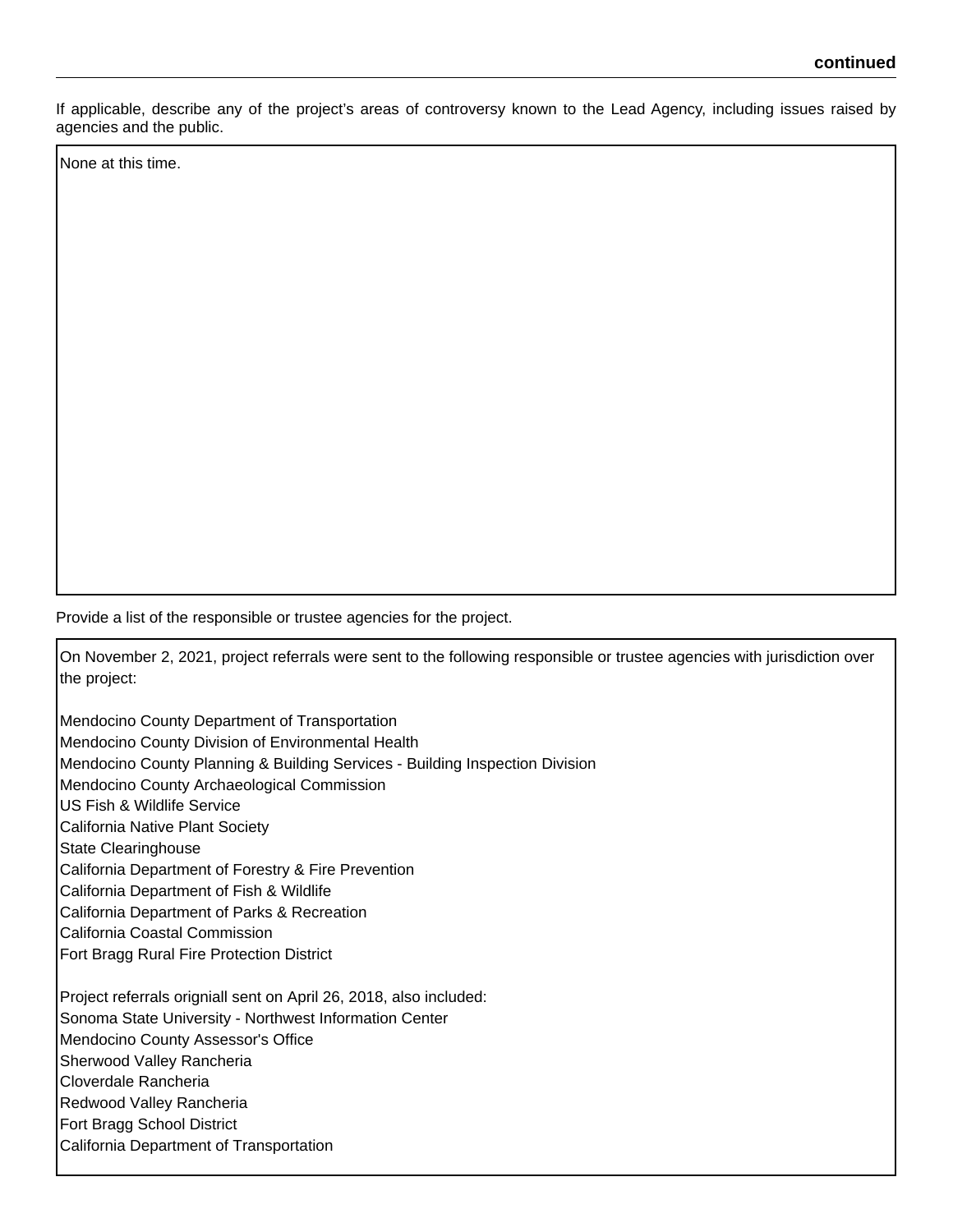**continued**

If applicable, describe any of the project's areas of controversy known to the Lead Agency, including issues raised by agencies and the public.

None at this time.

Provide a list of the responsible or trustee agencies for the project.

On November 2, 2021, project referrals were sent to the following responsible or trustee agencies with jurisdiction over the project:

Mendocino County Department of Transportation
Mendocino County Division of Environmental Health
Mendocino County Planning & Building Services - Building Inspection Division
Mendocino County Archaeological Commission
US Fish & Wildlife Service
California Native Plant Society
State Clearinghouse
California Department of Forestry & Fire Prevention
California Department of Fish & Wildlife
California Department of Parks & Recreation
California Coastal Commission
Fort Bragg Rural Fire Protection District

Project referrals origniall sent on April 26, 2018, also included:
Sonoma State University - Northwest Information Center
Mendocino County Assessor's Office
Sherwood Valley Rancheria
Cloverdale Rancheria
Redwood Valley Rancheria
Fort Bragg School District
California Department of Transportation